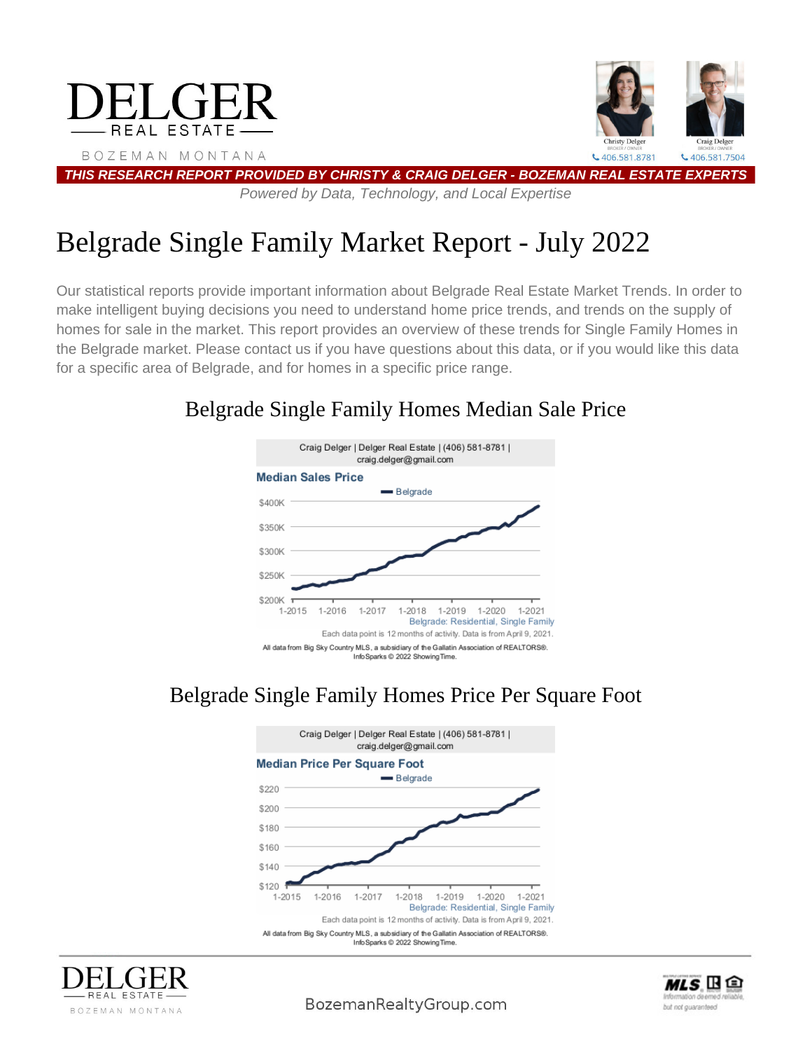# DELGER REAL ESTATE

BOZEMAN MONTANA

Christy Delger — Broker / Owner — 406.581.8781

Craig Delger — Broker / Owner — 406.581.7504

***THIS RESEARCH REPORT PROVIDED BY CHRISTY & CRAIG DELGER - BOZEMAN REAL ESTATE EXPERTS***

*Powered by Data, Technology, and Local Expertise*

# Belgrade Single Family Market Report - July 2022

Our statistical reports provide important information about Belgrade Real Estate Market Trends. In order to make intelligent buying decisions you need to understand home price trends, and trends on the supply of homes for sale in the market. This report provides an overview of these trends for Single Family Homes in the Belgrade market. Please contact us if you have questions about this data, or if you would like this data for a specific area of Belgrade, and for homes in a specific price range.

## Belgrade Single Family Homes Median Sale Price

Craig Delger | Delger Real Estate | (406) 581-8781 | craig.delger@gmail.com

**Median Sales Price**

— Belgrade

Y-axis: $200K, $250K, $300K, $350K, $400K
X-axis: 1-2015, 1-2016, 1-2017, 1-2018, 1-2019, 1-2020, 1-2021

Belgrade: Residential, Single Family

Each data point is 12 months of activity. Data is from April 9, 2021.

All data from Big Sky Country MLS, a subsidiary of the Gallatin Association of REALTORS®. InfoSparks © 2022 ShowingTime.

## Belgrade Single Family Homes Price Per Square Foot

Craig Delger | Delger Real Estate | (406) 581-8781 | craig.delger@gmail.com

**Median Price Per Square Foot**

— Belgrade

Y-axis: $120, $140, $160, $180, $200, $220
X-axis: 1-2015, 1-2016, 1-2017, 1-2018, 1-2019, 1-2020, 1-2021

Belgrade: Residential, Single Family

Each data point is 12 months of activity. Data is from April 9, 2021.

All data from Big Sky Country MLS, a subsidiary of the Gallatin Association of REALTORS®. InfoSparks © 2022 ShowingTime.

DELGER REAL ESTATE — BOZEMAN MONTANA

BozemanRealtyGroup.com

MLS — Information deemed reliable, but not guaranteed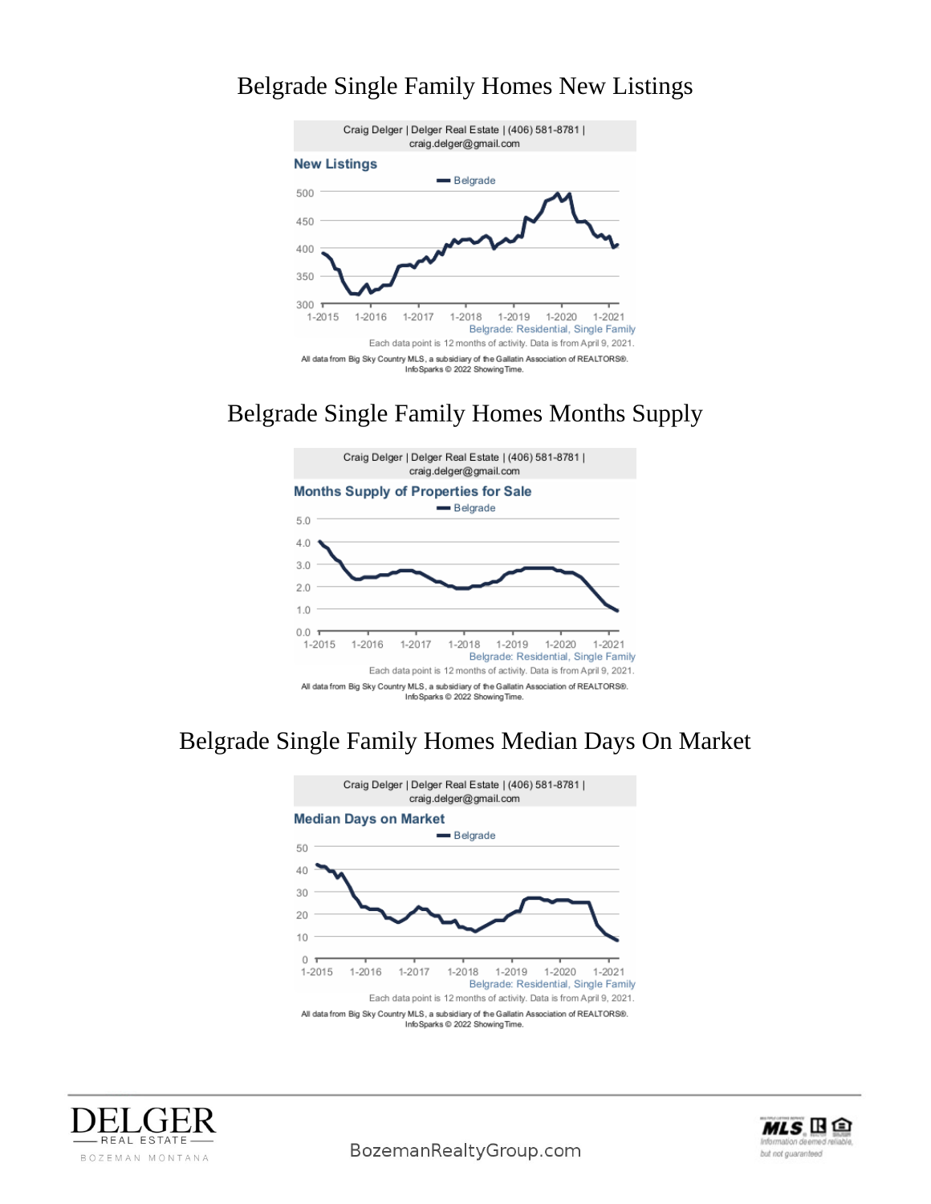# Belgrade Single Family Homes New Listings

Craig Delger | Delger Real Estate | (406) 581-8781 | craig.delger@gmail.com

**New Listings**

Belgrade: Residential, Single Family

Each data point is 12 months of activity. Data is from April 9, 2021.

All data from Big Sky Country MLS, a subsidiary of the Gallatin Association of REALTORS®. InfoSparks © 2022 ShowingTime.

# Belgrade Single Family Homes Months Supply

Craig Delger | Delger Real Estate | (406) 581-8781 | craig.delger@gmail.com

**Months Supply of Properties for Sale**

Belgrade: Residential, Single Family

Each data point is 12 months of activity. Data is from April 9, 2021.

All data from Big Sky Country MLS, a subsidiary of the Gallatin Association of REALTORS®. InfoSparks © 2022 ShowingTime.

# Belgrade Single Family Homes Median Days On Market

Craig Delger | Delger Real Estate | (406) 581-8781 | craig.delger@gmail.com

**Median Days on Market**

Belgrade: Residential, Single Family

Each data point is 12 months of activity. Data is from April 9, 2021.

All data from Big Sky Country MLS, a subsidiary of the Gallatin Association of REALTORS®. InfoSparks © 2022 ShowingTime.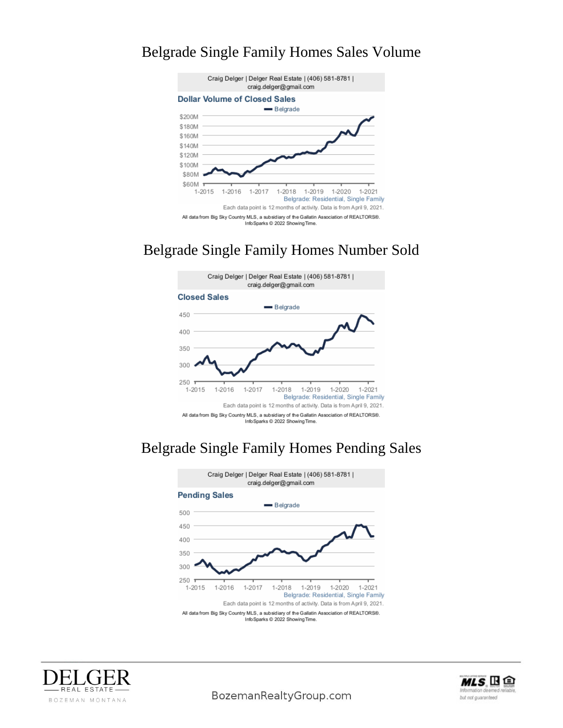## Belgrade Single Family Homes Sales Volume

Craig Delger | Delger Real Estate | (406) 581-8781 | craig.delger@gmail.com

**Dollar Volume of Closed Sales**

Belgrade

$200M
$180M
$160M
$140M
$120M
$100M
$80M
$60M

1-2015 1-2016 1-2017 1-2018 1-2019 1-2020 1-2021

Belgrade: Residential, Single Family

Each data point is 12 months of activity. Data is from April 9, 2021.

All data from Big Sky Country MLS, a subsidiary of the Gallatin Association of REALTORS®. InfoSparks © 2022 ShowingTime.

## Belgrade Single Family Homes Number Sold

Craig Delger | Delger Real Estate | (406) 581-8781 | craig.delger@gmail.com

**Closed Sales**

Belgrade

450
400
350
300
250

1-2015 1-2016 1-2017 1-2018 1-2019 1-2020 1-2021

Belgrade: Residential, Single Family

Each data point is 12 months of activity. Data is from April 9, 2021.

All data from Big Sky Country MLS, a subsidiary of the Gallatin Association of REALTORS®. InfoSparks © 2022 ShowingTime.

## Belgrade Single Family Homes Pending Sales

Craig Delger | Delger Real Estate | (406) 581-8781 | craig.delger@gmail.com

**Pending Sales**

Belgrade

500
450
400
350
300
250

1-2015 1-2016 1-2017 1-2018 1-2019 1-2020 1-2021

Belgrade: Residential, Single Family

Each data point is 12 months of activity. Data is from April 9, 2021.

All data from Big Sky Country MLS, a subsidiary of the Gallatin Association of REALTORS®. InfoSparks © 2022 ShowingTime.

DELGER REAL ESTATE BOZEMAN MONTANA

BozemanRealtyGroup.com

MLS Information deemed reliable, but not guaranteed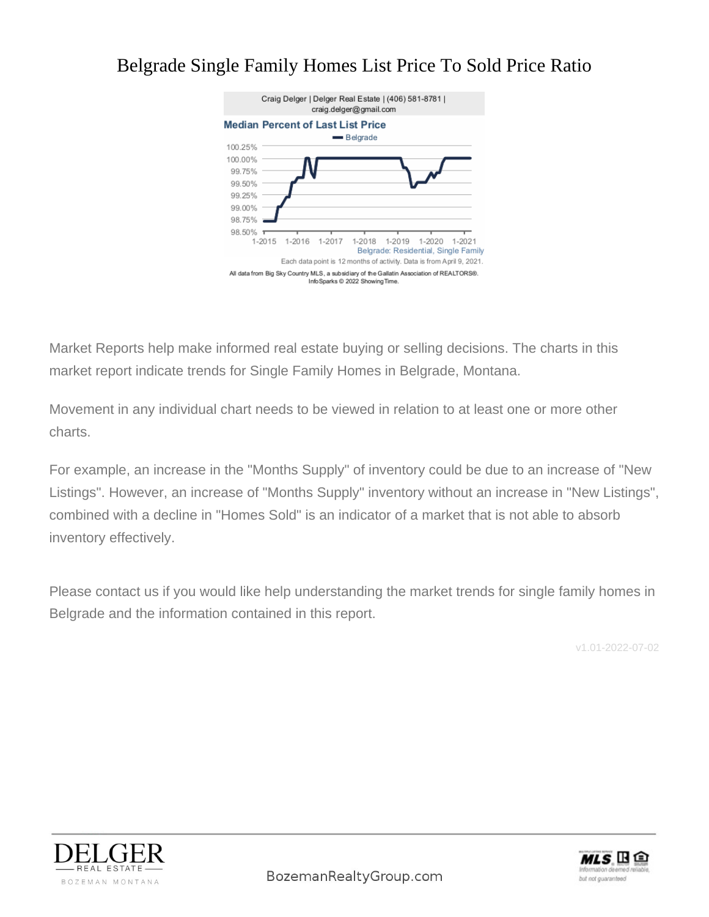# Belgrade Single Family Homes List Price To Sold Price Ratio

Craig Delger | Delger Real Estate | (406) 581-8781 | craig.delger@gmail.com

**Median Percent of Last List Price**

Belgrade

100.25%
100.00%
99.75%
99.50%
99.25%
99.00%
98.75%
98.50%

1-2015 1-2016 1-2017 1-2018 1-2019 1-2020 1-2021

Belgrade: Residential, Single Family

Each data point is 12 months of activity. Data is from April 9, 2021.

All data from Big Sky Country MLS, a subsidiary of the Gallatin Association of REALTORS®. InfoSparks © 2022 ShowingTime.

Market Reports help make informed real estate buying or selling decisions. The charts in this market report indicate trends for Single Family Homes in Belgrade, Montana.

Movement in any individual chart needs to be viewed in relation to at least one or more other charts.

For example, an increase in the "Months Supply" of inventory could be due to an increase of "New Listings". However, an increase of "Months Supply" inventory without an increase in "New Listings", combined with a decline in "Homes Sold" is an indicator of a market that is not able to absorb inventory effectively.

Please contact us if you would like help understanding the market trends for single family homes in Belgrade and the information contained in this report.

v1.01-2022-07-02